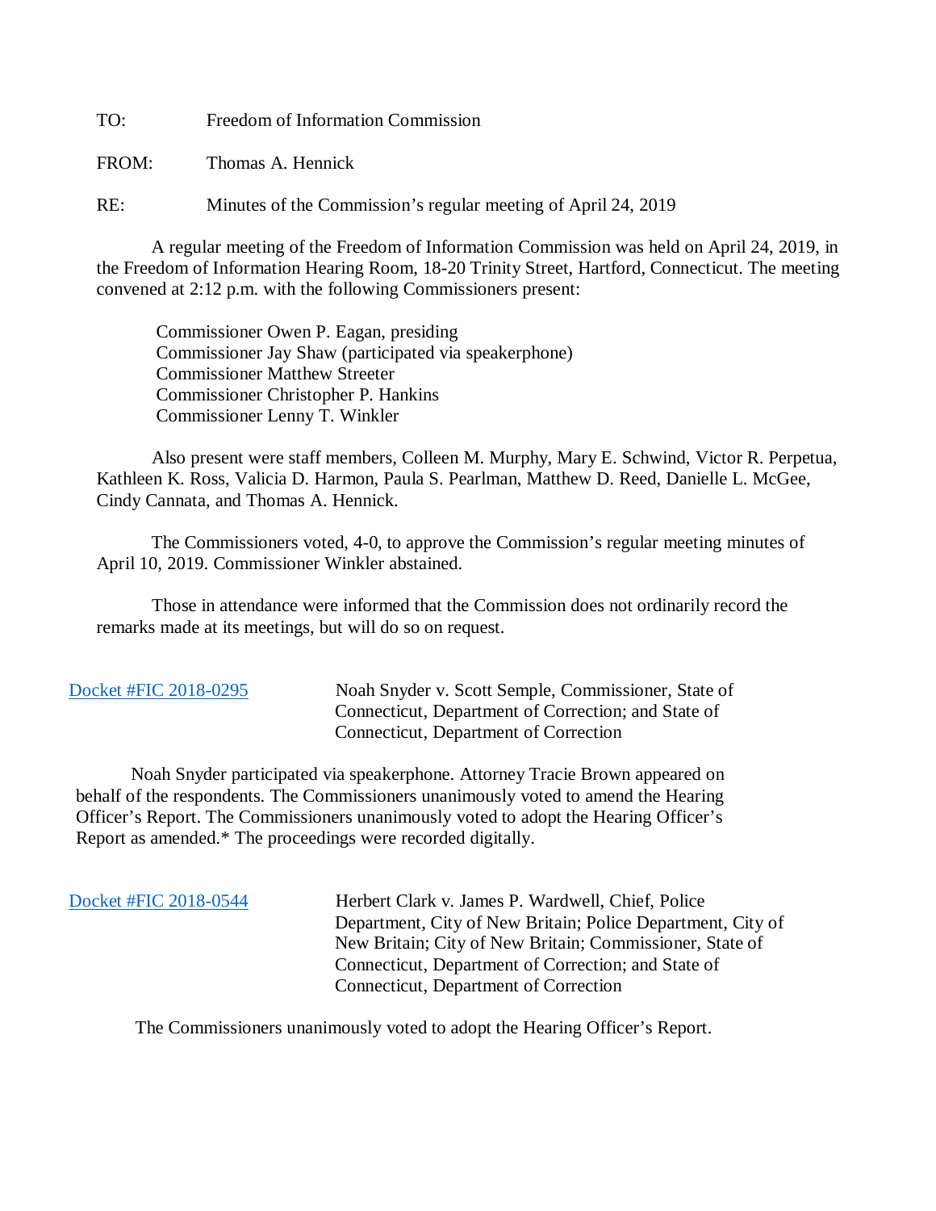TO: Freedom of Information Commission

FROM: Thomas A. Hennick

RE: Minutes of the Commission's regular meeting of April 24, 2019

A regular meeting of the Freedom of Information Commission was held on April 24, 2019, in the Freedom of Information Hearing Room, 18-20 Trinity Street, Hartford, Connecticut. The meeting convened at 2:12 p.m. with the following Commissioners present:

Commissioner Owen P. Eagan, presiding
Commissioner Jay Shaw (participated via speakerphone)
Commissioner Matthew Streeter
Commissioner Christopher P. Hankins
Commissioner Lenny T. Winkler

Also present were staff members, Colleen M. Murphy, Mary E. Schwind, Victor R. Perpetua, Kathleen K. Ross, Valicia D. Harmon, Paula S. Pearlman, Matthew D. Reed, Danielle L. McGee, Cindy Cannata, and Thomas A. Hennick.

The Commissioners voted, 4-0, to approve the Commission's regular meeting minutes of April 10, 2019. Commissioner Winkler abstained.

Those in attendance were informed that the Commission does not ordinarily record the remarks made at its meetings, but will do so on request.

Docket #FIC 2018-0295 — Noah Snyder v. Scott Semple, Commissioner, State of Connecticut, Department of Correction; and State of Connecticut, Department of Correction

Noah Snyder participated via speakerphone. Attorney Tracie Brown appeared on behalf of the respondents. The Commissioners unanimously voted to amend the Hearing Officer's Report. The Commissioners unanimously voted to adopt the Hearing Officer's Report as amended.* The proceedings were recorded digitally.

Docket #FIC 2018-0544 — Herbert Clark v. James P. Wardwell, Chief, Police Department, City of New Britain; Police Department, City of New Britain; City of New Britain; Commissioner, State of Connecticut, Department of Correction; and State of Connecticut, Department of Correction

The Commissioners unanimously voted to adopt the Hearing Officer's Report.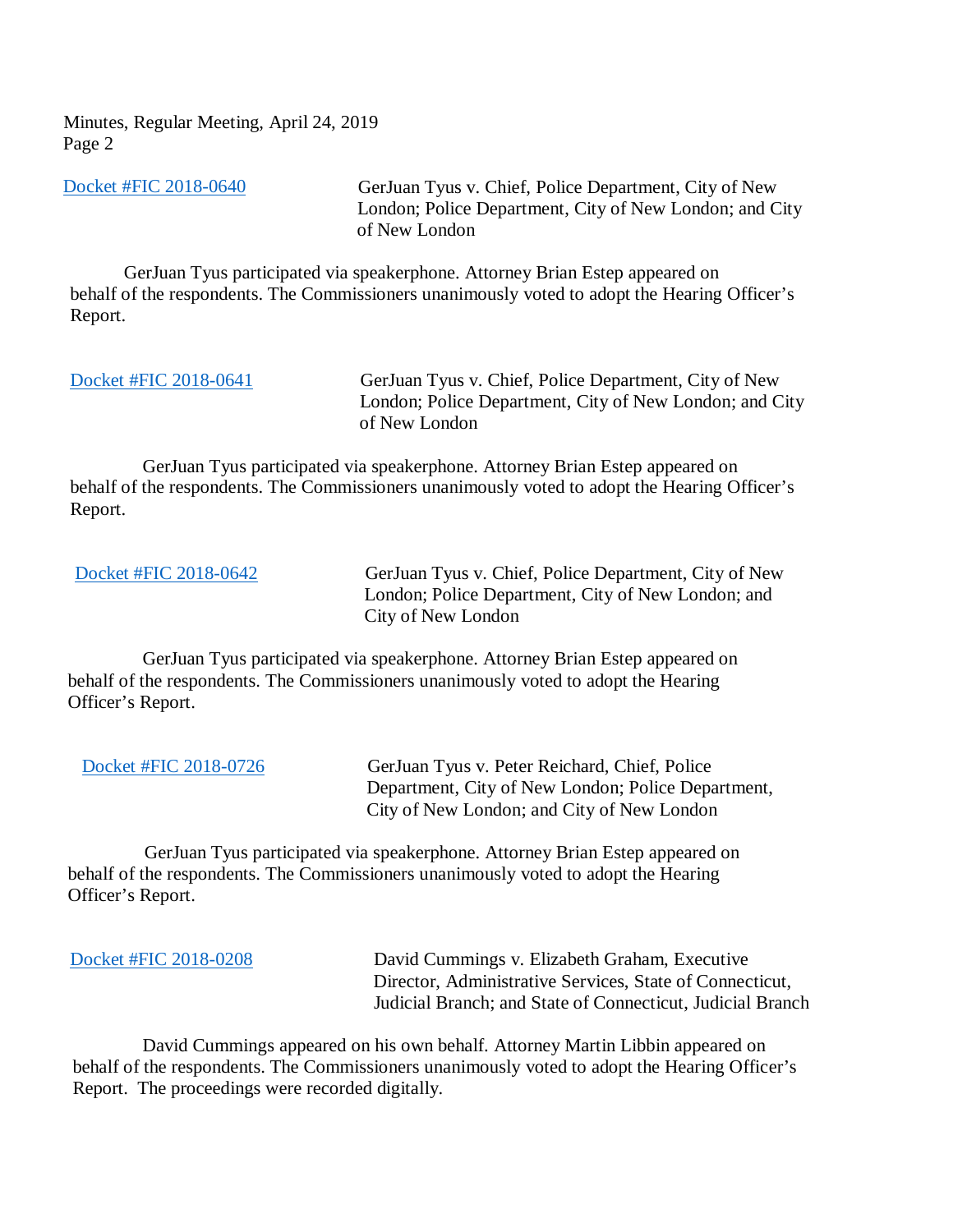Minutes, Regular Meeting, April 24, 2019

Docket #FIC 2018-0640 — GerJuan Tyus v. Chief, Police Department, City of New London; Police Department, City of New London; and City of New London

GerJuan Tyus participated via speakerphone. Attorney Brian Estep appeared on behalf of the respondents. The Commissioners unanimously voted to adopt the Hearing Officer's Report.

Docket #FIC 2018-0641 — GerJuan Tyus v. Chief, Police Department, City of New London; Police Department, City of New London; and City of New London

GerJuan Tyus participated via speakerphone. Attorney Brian Estep appeared on behalf of the respondents. The Commissioners unanimously voted to adopt the Hearing Officer's Report.

Docket #FIC 2018-0642 — GerJuan Tyus v. Chief, Police Department, City of New London; Police Department, City of New London; and City of New London

GerJuan Tyus participated via speakerphone. Attorney Brian Estep appeared on behalf of the respondents. The Commissioners unanimously voted to adopt the Hearing Officer's Report.

Docket #FIC 2018-0726 — GerJuan Tyus v. Peter Reichard, Chief, Police Department, City of New London; Police Department, City of New London; and City of New London

GerJuan Tyus participated via speakerphone. Attorney Brian Estep appeared on behalf of the respondents. The Commissioners unanimously voted to adopt the Hearing Officer's Report.

Docket #FIC 2018-0208 — David Cummings v. Elizabeth Graham, Executive Director, Administrative Services, State of Connecticut, Judicial Branch; and State of Connecticut, Judicial Branch

David Cummings appeared on his own behalf. Attorney Martin Libbin appeared on behalf of the respondents. The Commissioners unanimously voted to adopt the Hearing Officer's Report. The proceedings were recorded digitally.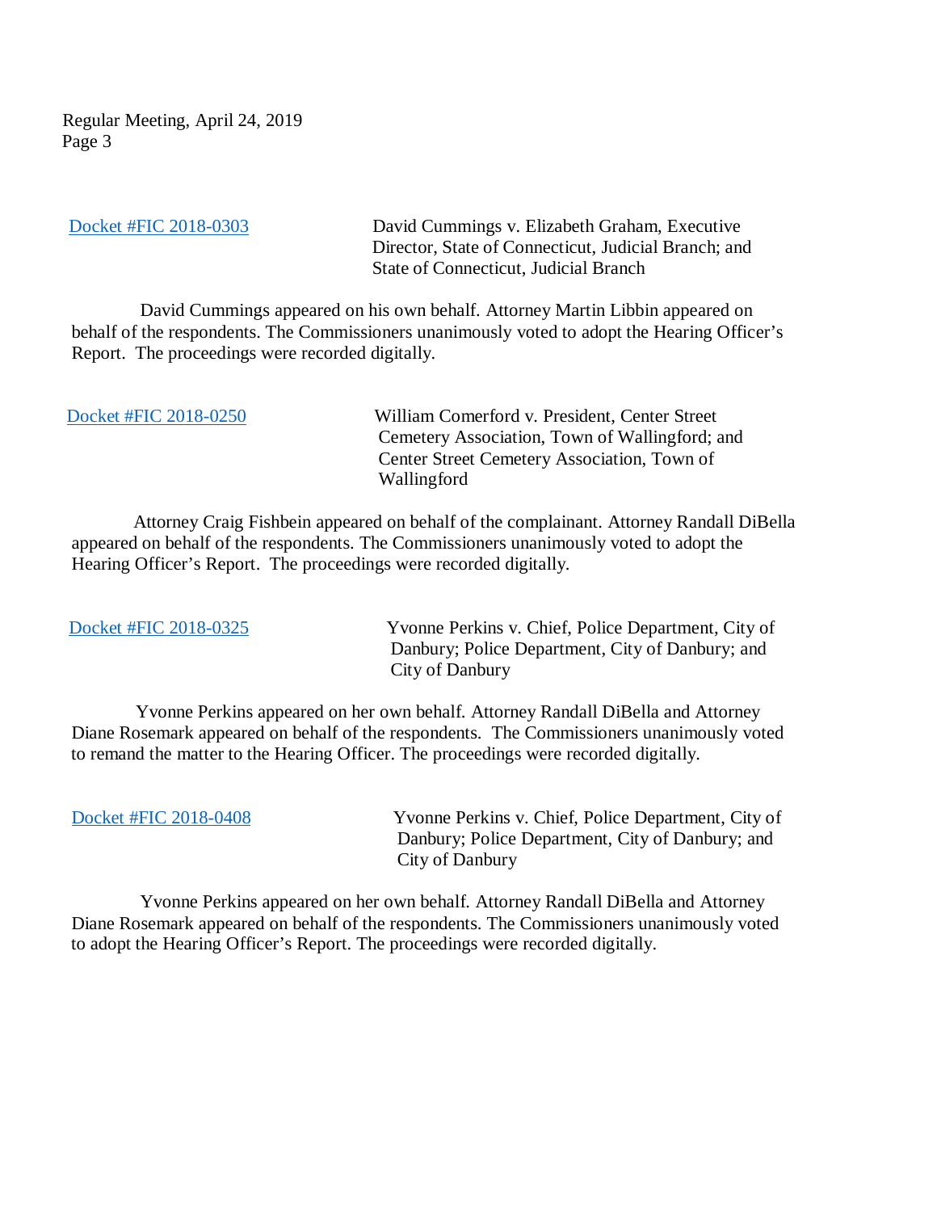Docket #FIC 2018-0303 David Cummings v. Elizabeth Graham, Executive Director, State of Connecticut, Judicial Branch; and State of Connecticut, Judicial Branch

David Cummings appeared on his own behalf. Attorney Martin Libbin appeared on behalf of the respondents. The Commissioners unanimously voted to adopt the Hearing Officer's Report. The proceedings were recorded digitally.

Docket #FIC 2018-0250 William Comerford v. President, Center Street Cemetery Association, Town of Wallingford; and Center Street Cemetery Association, Town of Wallingford

Attorney Craig Fishbein appeared on behalf of the complainant. Attorney Randall DiBella appeared on behalf of the respondents. The Commissioners unanimously voted to adopt the Hearing Officer's Report. The proceedings were recorded digitally.

Docket #FIC 2018-0325 Yvonne Perkins v. Chief, Police Department, City of Danbury; Police Department, City of Danbury; and City of Danbury

Yvonne Perkins appeared on her own behalf. Attorney Randall DiBella and Attorney Diane Rosemark appeared on behalf of the respondents. The Commissioners unanimously voted to remand the matter to the Hearing Officer. The proceedings were recorded digitally.

Docket #FIC 2018-0408 Yvonne Perkins v. Chief, Police Department, City of Danbury; Police Department, City of Danbury; and City of Danbury

Yvonne Perkins appeared on her own behalf. Attorney Randall DiBella and Attorney Diane Rosemark appeared on behalf of the respondents. The Commissioners unanimously voted to adopt the Hearing Officer's Report. The proceedings were recorded digitally.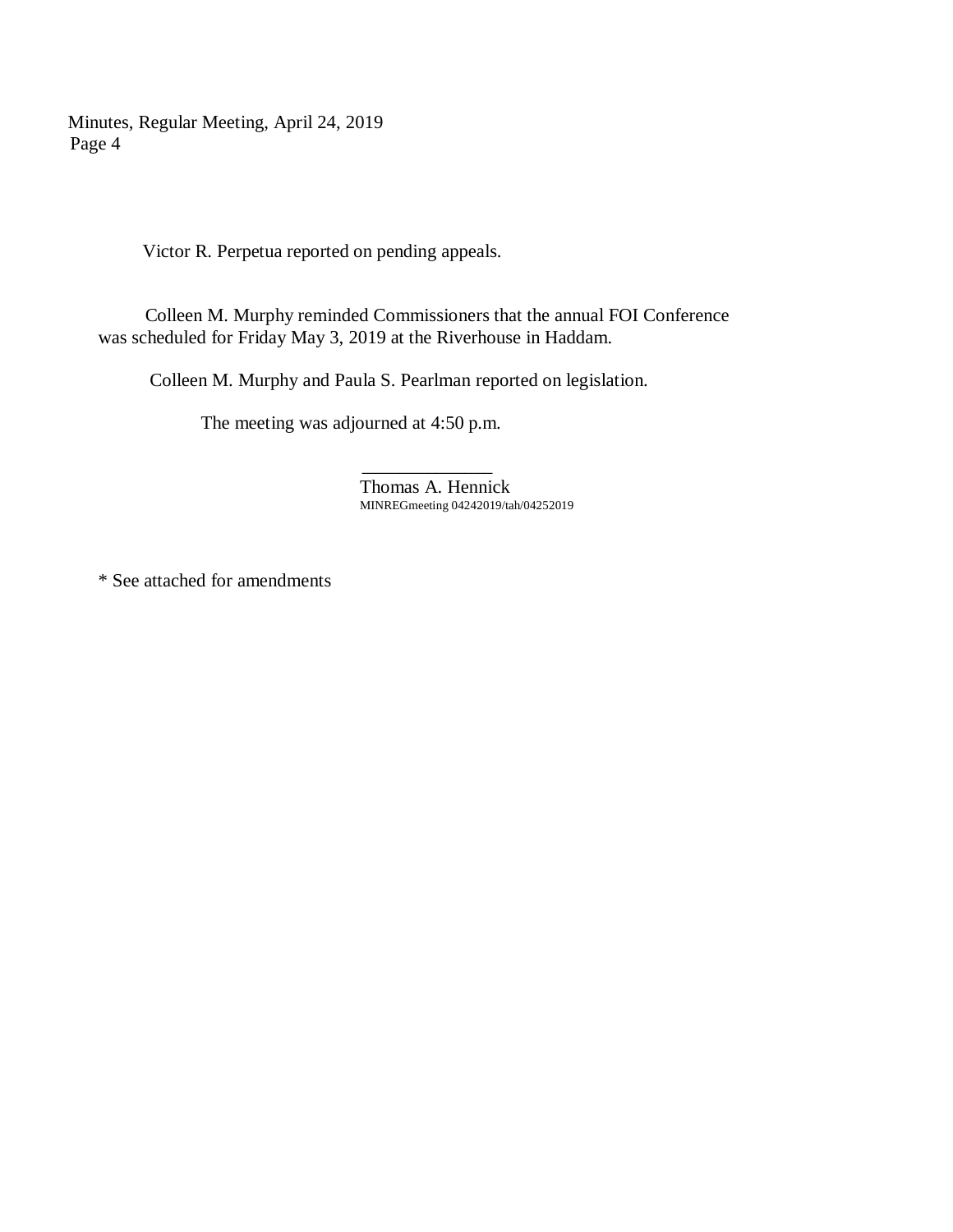Victor R. Perpetua reported on pending appeals.

Colleen M. Murphy reminded Commissioners that the annual FOI Conference was scheduled for Friday May 3, 2019 at the Riverhouse in Haddam.

Colleen M. Murphy and Paula S. Pearlman reported on legislation.

The meeting was adjourned at 4:50 p.m.

\_\_\_\_\_\_\_\_\_\_\_\_\_\_

Thomas A. Hennick

MINREGmeeting 04242019/tah/04252019

* See attached for amendments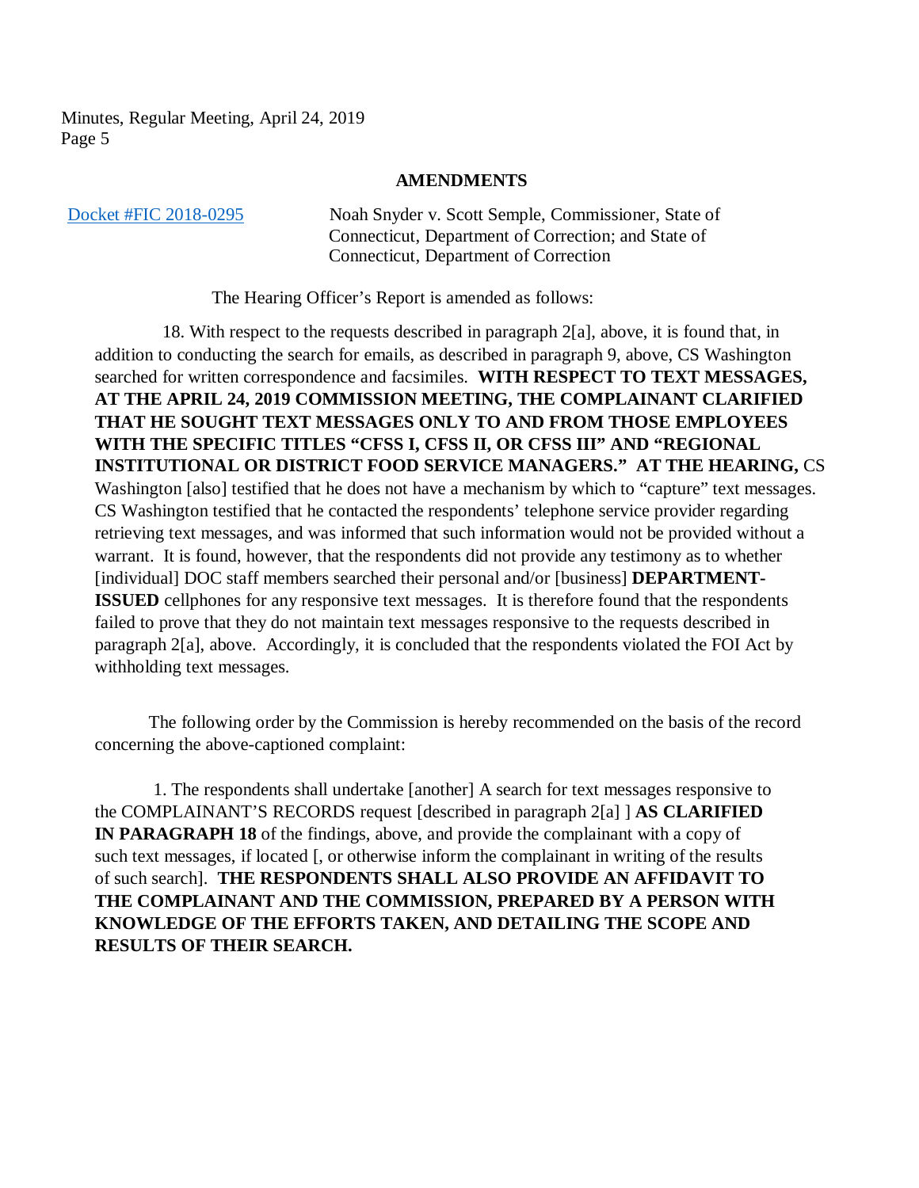## AMENDMENTS

Docket #FIC 2018-0295 — Noah Snyder v. Scott Semple, Commissioner, State of Connecticut, Department of Correction; and State of Connecticut, Department of Correction

The Hearing Officer's Report is amended as follows:

18. With respect to the requests described in paragraph 2[a], above, it is found that, in addition to conducting the search for emails, as described in paragraph 9, above, CS Washington searched for written correspondence and facsimiles. **WITH RESPECT TO TEXT MESSAGES, AT THE APRIL 24, 2019 COMMISSION MEETING, THE COMPLAINANT CLARIFIED THAT HE SOUGHT TEXT MESSAGES ONLY TO AND FROM THOSE EMPLOYEES WITH THE SPECIFIC TITLES "CFSS I, CFSS II, OR CFSS III" AND "REGIONAL INSTITUTIONAL OR DISTRICT FOOD SERVICE MANAGERS." AT THE HEARING,** CS Washington [also] testified that he does not have a mechanism by which to "capture" text messages. CS Washington testified that he contacted the respondents' telephone service provider regarding retrieving text messages, and was informed that such information would not be provided without a warrant. It is found, however, that the respondents did not provide any testimony as to whether [individual] DOC staff members searched their personal and/or [business] **DEPARTMENT-ISSUED** cellphones for any responsive text messages. It is therefore found that the respondents failed to prove that they do not maintain text messages responsive to the requests described in paragraph 2[a], above. Accordingly, it is concluded that the respondents violated the FOI Act by withholding text messages.

The following order by the Commission is hereby recommended on the basis of the record concerning the above-captioned complaint:

1. The respondents shall undertake [another] A search for text messages responsive to the COMPLAINANT'S RECORDS request [described in paragraph 2[a] ] **AS CLARIFIED IN PARAGRAPH 18** of the findings, above, and provide the complainant with a copy of such text messages, if located [, or otherwise inform the complainant in writing of the results of such search]. **THE RESPONDENTS SHALL ALSO PROVIDE AN AFFIDAVIT TO THE COMPLAINANT AND THE COMMISSION, PREPARED BY A PERSON WITH KNOWLEDGE OF THE EFFORTS TAKEN, AND DETAILING THE SCOPE AND RESULTS OF THEIR SEARCH.**